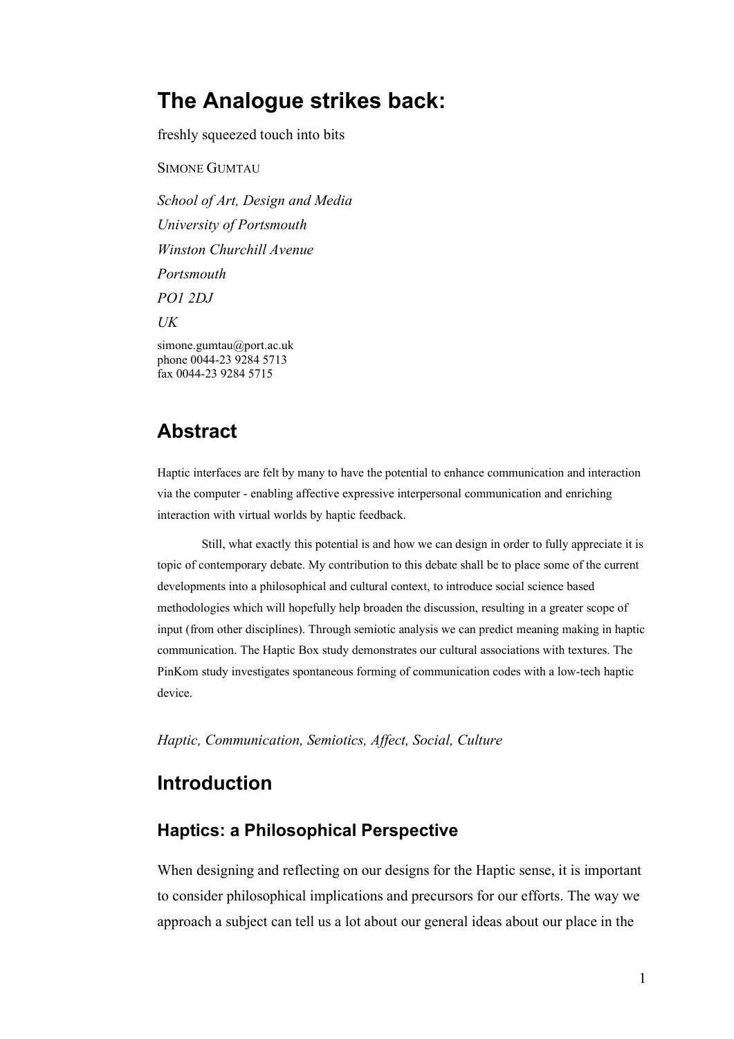# The Analogue strikes back:

freshly squeezed touch into bits

SIMONE GUMTAU

*School of Art, Design and Media*
*University of Portsmouth*
*Winston Churchill Avenue*
*Portsmouth*
*PO1 2DJ*
*UK*

simone.gumtau@port.ac.uk
phone 0044-23 9284 5713
fax 0044-23 9284 5715

## Abstract

Haptic interfaces are felt by many to have the potential to enhance communication and interaction via the computer - enabling affective expressive interpersonal communication and enriching interaction with virtual worlds by haptic feedback.

Still, what exactly this potential is and how we can design in order to fully appreciate it is topic of contemporary debate. My contribution to this debate shall be to place some of the current developments into a philosophical and cultural context, to introduce social science based methodologies which will hopefully help broaden the discussion, resulting in a greater scope of input (from other disciplines). Through semiotic analysis we can predict meaning making in haptic communication. The Haptic Box study demonstrates our cultural associations with textures. The PinKom study investigates spontaneous forming of communication codes with a low-tech haptic device.

*Haptic, Communication, Semiotics, Affect, Social, Culture*

## Introduction

### Haptics: a Philosophical Perspective

When designing and reflecting on our designs for the Haptic sense, it is important to consider philosophical implications and precursors for our efforts. The way we approach a subject can tell us a lot about our general ideas about our place in the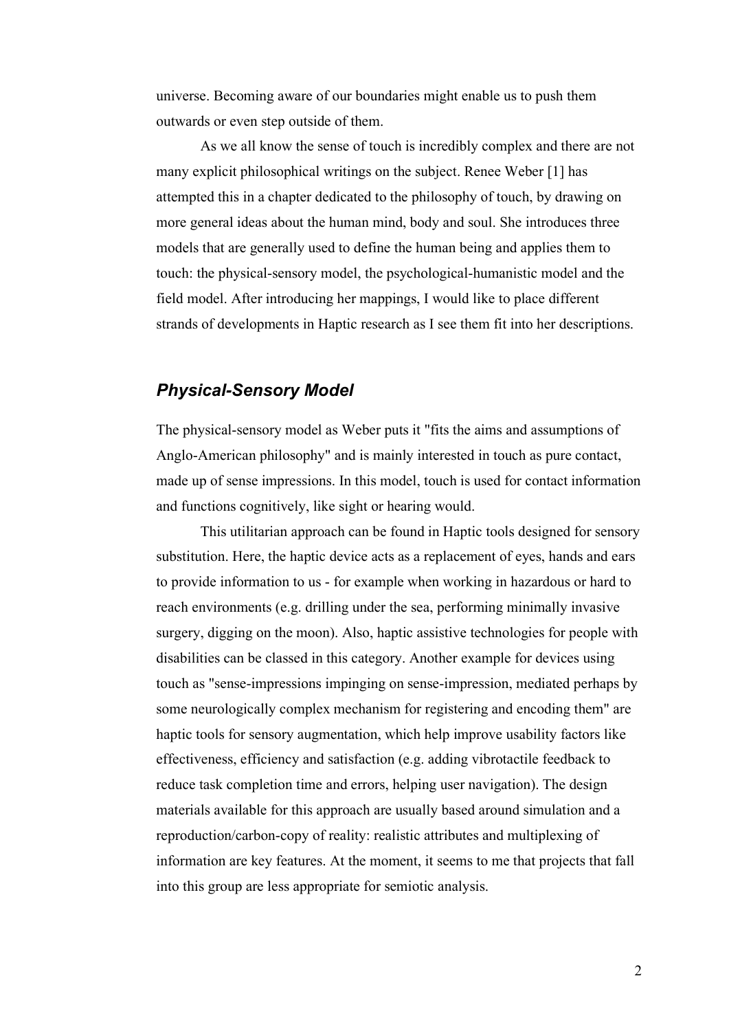universe. Becoming aware of our boundaries might enable us to push them outwards or even step outside of them.

As we all know the sense of touch is incredibly complex and there are not many explicit philosophical writings on the subject. Renee Weber [1] has attempted this in a chapter dedicated to the philosophy of touch, by drawing on more general ideas about the human mind, body and soul. She introduces three models that are generally used to define the human being and applies them to touch: the physical-sensory model, the psychological-humanistic model and the field model. After introducing her mappings, I would like to place different strands of developments in Haptic research as I see them fit into her descriptions.

## *Physical-Sensory Model*

The physical-sensory model as Weber puts it "fits the aims and assumptions of Anglo-American philosophy" and is mainly interested in touch as pure contact, made up of sense impressions. In this model, touch is used for contact information and functions cognitively, like sight or hearing would.

This utilitarian approach can be found in Haptic tools designed for sensory substitution. Here, the haptic device acts as a replacement of eyes, hands and ears to provide information to us - for example when working in hazardous or hard to reach environments (e.g. drilling under the sea, performing minimally invasive surgery, digging on the moon). Also, haptic assistive technologies for people with disabilities can be classed in this category. Another example for devices using touch as "sense-impressions impinging on sense-impression, mediated perhaps by some neurologically complex mechanism for registering and encoding them" are haptic tools for sensory augmentation, which help improve usability factors like effectiveness, efficiency and satisfaction (e.g. adding vibrotactile feedback to reduce task completion time and errors, helping user navigation). The design materials available for this approach are usually based around simulation and a reproduction/carbon-copy of reality: realistic attributes and multiplexing of information are key features. At the moment, it seems to me that projects that fall into this group are less appropriate for semiotic analysis.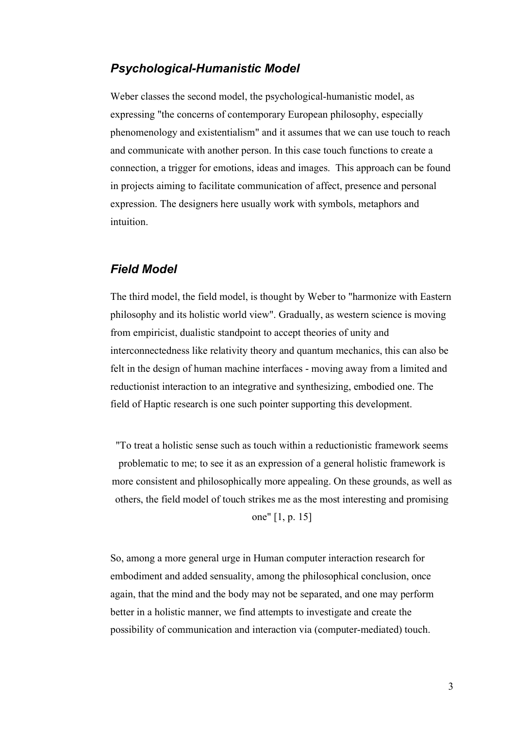### *Psychological-Humanistic Model*

Weber classes the second model, the psychological-humanistic model, as expressing "the concerns of contemporary European philosophy, especially phenomenology and existentialism" and it assumes that we can use touch to reach and communicate with another person. In this case touch functions to create a connection, a trigger for emotions, ideas and images. This approach can be found in projects aiming to facilitate communication of affect, presence and personal expression. The designers here usually work with symbols, metaphors and intuition.

### *Field Model*

The third model, the field model, is thought by Weber to "harmonize with Eastern philosophy and its holistic world view". Gradually, as western science is moving from empiricist, dualistic standpoint to accept theories of unity and interconnectedness like relativity theory and quantum mechanics, this can also be felt in the design of human machine interfaces - moving away from a limited and reductionist interaction to an integrative and synthesizing, embodied one. The field of Haptic research is one such pointer supporting this development.

> "To treat a holistic sense such as touch within a reductionistic framework seems problematic to me; to see it as an expression of a general holistic framework is more consistent and philosophically more appealing. On these grounds, as well as others, the field model of touch strikes me as the most interesting and promising one" [1, p. 15]

So, among a more general urge in Human computer interaction research for embodiment and added sensuality, among the philosophical conclusion, once again, that the mind and the body may not be separated, and one may perform better in a holistic manner, we find attempts to investigate and create the possibility of communication and interaction via (computer-mediated) touch.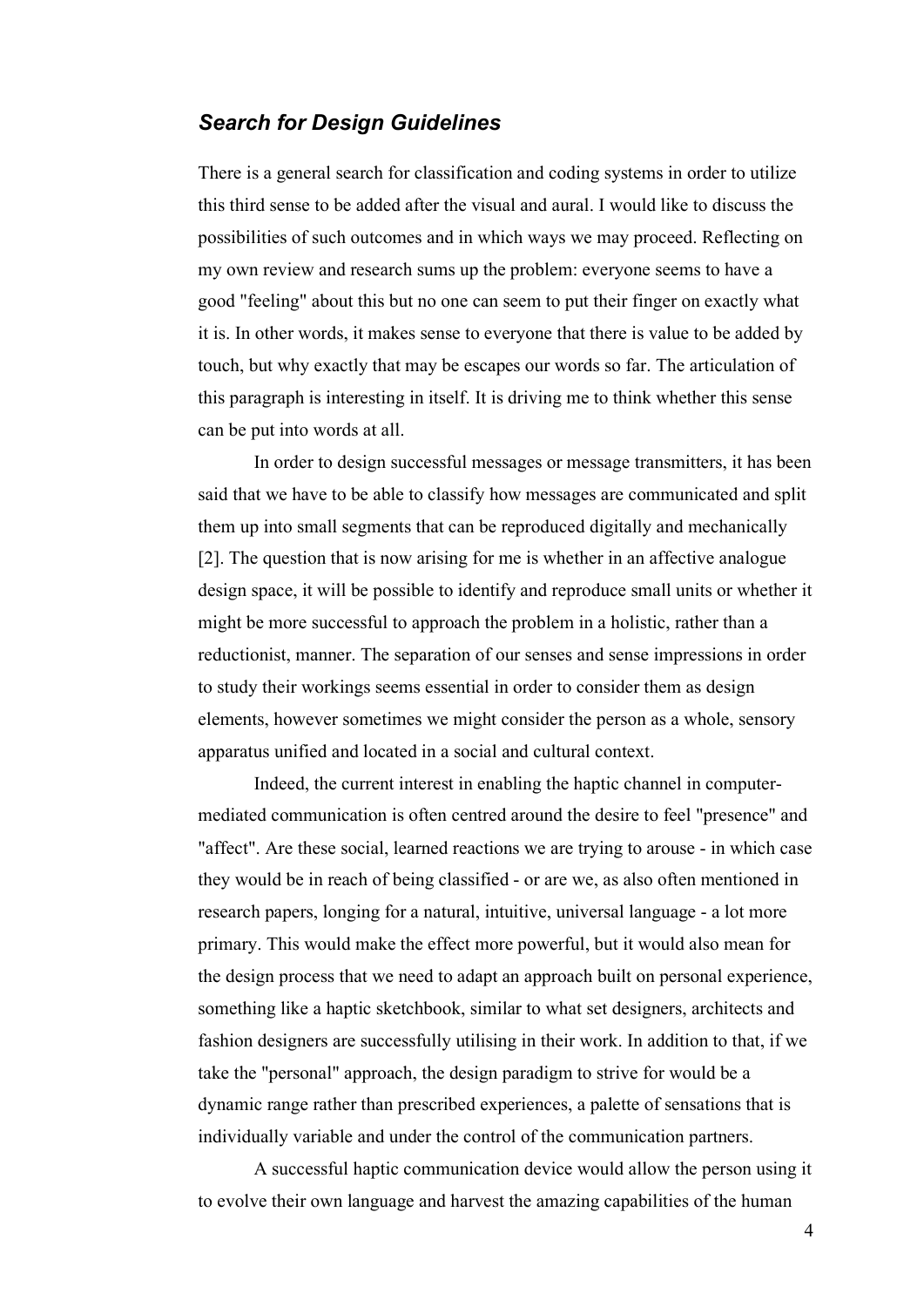### *Search for Design Guidelines*

There is a general search for classification and coding systems in order to utilize this third sense to be added after the visual and aural. I would like to discuss the possibilities of such outcomes and in which ways we may proceed. Reflecting on my own review and research sums up the problem: everyone seems to have a good "feeling" about this but no one can seem to put their finger on exactly what it is. In other words, it makes sense to everyone that there is value to be added by touch, but why exactly that may be escapes our words so far. The articulation of this paragraph is interesting in itself. It is driving me to think whether this sense can be put into words at all.

In order to design successful messages or message transmitters, it has been said that we have to be able to classify how messages are communicated and split them up into small segments that can be reproduced digitally and mechanically [2]. The question that is now arising for me is whether in an affective analogue design space, it will be possible to identify and reproduce small units or whether it might be more successful to approach the problem in a holistic, rather than a reductionist, manner. The separation of our senses and sense impressions in order to study their workings seems essential in order to consider them as design elements, however sometimes we might consider the person as a whole, sensory apparatus unified and located in a social and cultural context.

Indeed, the current interest in enabling the haptic channel in computer-mediated communication is often centred around the desire to feel "presence" and "affect". Are these social, learned reactions we are trying to arouse - in which case they would be in reach of being classified - or are we, as also often mentioned in research papers, longing for a natural, intuitive, universal language - a lot more primary. This would make the effect more powerful, but it would also mean for the design process that we need to adapt an approach built on personal experience, something like a haptic sketchbook, similar to what set designers, architects and fashion designers are successfully utilising in their work. In addition to that, if we take the "personal" approach, the design paradigm to strive for would be a dynamic range rather than prescribed experiences, a palette of sensations that is individually variable and under the control of the communication partners.

A successful haptic communication device would allow the person using it to evolve their own language and harvest the amazing capabilities of the human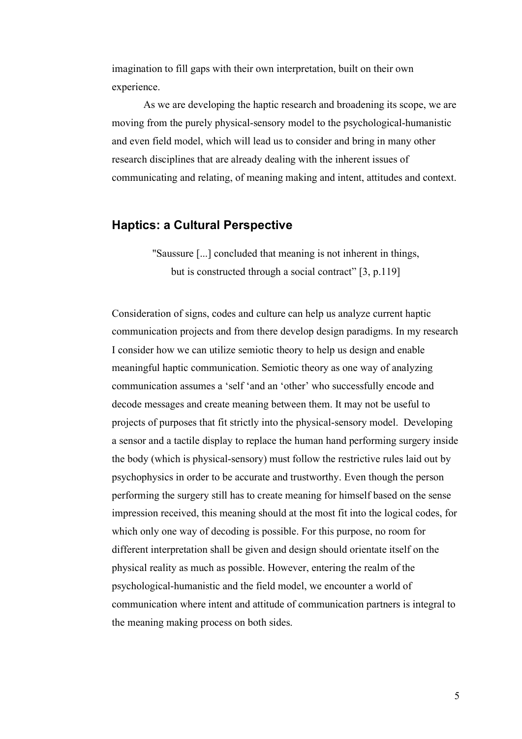imagination to fill gaps with their own interpretation, built on their own experience.

As we are developing the haptic research and broadening its scope, we are moving from the purely physical-sensory model to the psychological-humanistic and even field model, which will lead us to consider and bring in many other research disciplines that are already dealing with the inherent issues of communicating and relating, of meaning making and intent, attitudes and context.

## Haptics: a Cultural Perspective

> "Saussure [...] concluded that meaning is not inherent in things, but is constructed through a social contract" [3, p.119]

Consideration of signs, codes and culture can help us analyze current haptic communication projects and from there develop design paradigms. In my research I consider how we can utilize semiotic theory to help us design and enable meaningful haptic communication. Semiotic theory as one way of analyzing communication assumes a 'self 'and an 'other' who successfully encode and decode messages and create meaning between them. It may not be useful to projects of purposes that fit strictly into the physical-sensory model. Developing a sensor and a tactile display to replace the human hand performing surgery inside the body (which is physical-sensory) must follow the restrictive rules laid out by psychophysics in order to be accurate and trustworthy. Even though the person performing the surgery still has to create meaning for himself based on the sense impression received, this meaning should at the most fit into the logical codes, for which only one way of decoding is possible. For this purpose, no room for different interpretation shall be given and design should orientate itself on the physical reality as much as possible. However, entering the realm of the psychological-humanistic and the field model, we encounter a world of communication where intent and attitude of communication partners is integral to the meaning making process on both sides.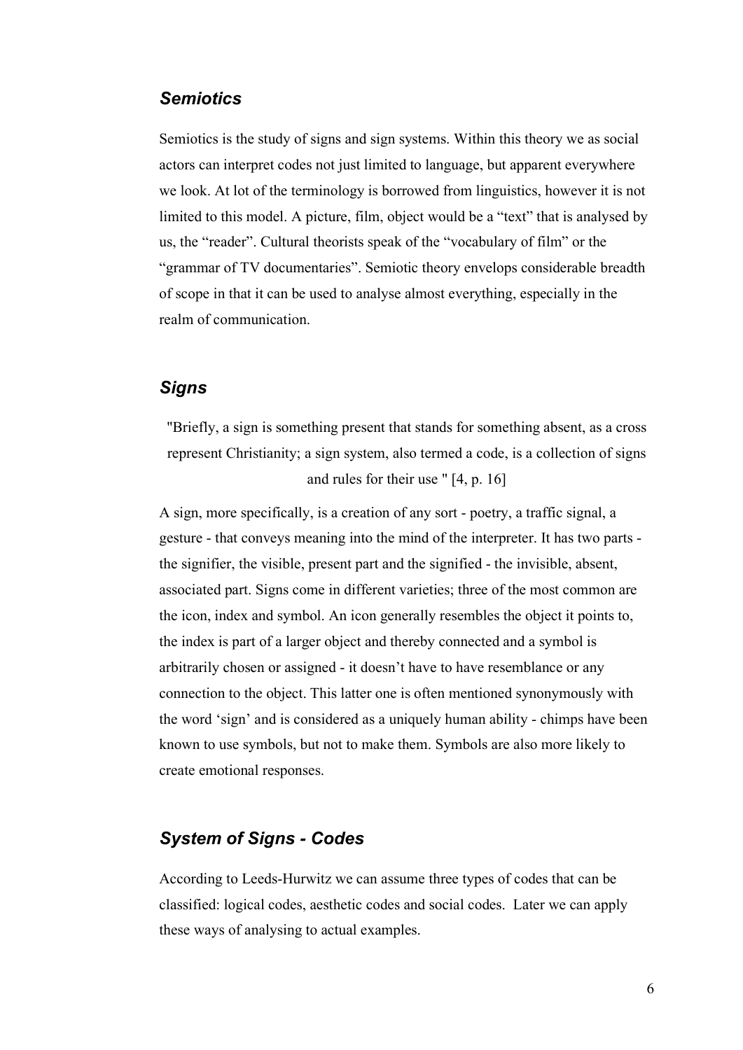### *Semiotics*

Semiotics is the study of signs and sign systems. Within this theory we as social actors can interpret codes not just limited to language, but apparent everywhere we look. At lot of the terminology is borrowed from linguistics, however it is not limited to this model. A picture, film, object would be a "text" that is analysed by us, the "reader". Cultural theorists speak of the "vocabulary of film" or the "grammar of TV documentaries". Semiotic theory envelops considerable breadth of scope in that it can be used to analyse almost everything, especially in the realm of communication.

### *Signs*

> "Briefly, a sign is something present that stands for something absent, as a cross represent Christianity; a sign system, also termed a code, is a collection of signs and rules for their use " [4, p. 16]

A sign, more specifically, is a creation of any sort - poetry, a traffic signal, a gesture - that conveys meaning into the mind of the interpreter. It has two parts - the signifier, the visible, present part and the signified - the invisible, absent, associated part. Signs come in different varieties; three of the most common are the icon, index and symbol. An icon generally resembles the object it points to, the index is part of a larger object and thereby connected and a symbol is arbitrarily chosen or assigned - it doesn't have to have resemblance or any connection to the object. This latter one is often mentioned synonymously with the word 'sign' and is considered as a uniquely human ability - chimps have been known to use symbols, but not to make them. Symbols are also more likely to create emotional responses.

### *System of Signs - Codes*

According to Leeds-Hurwitz we can assume three types of codes that can be classified: logical codes, aesthetic codes and social codes. Later we can apply these ways of analysing to actual examples.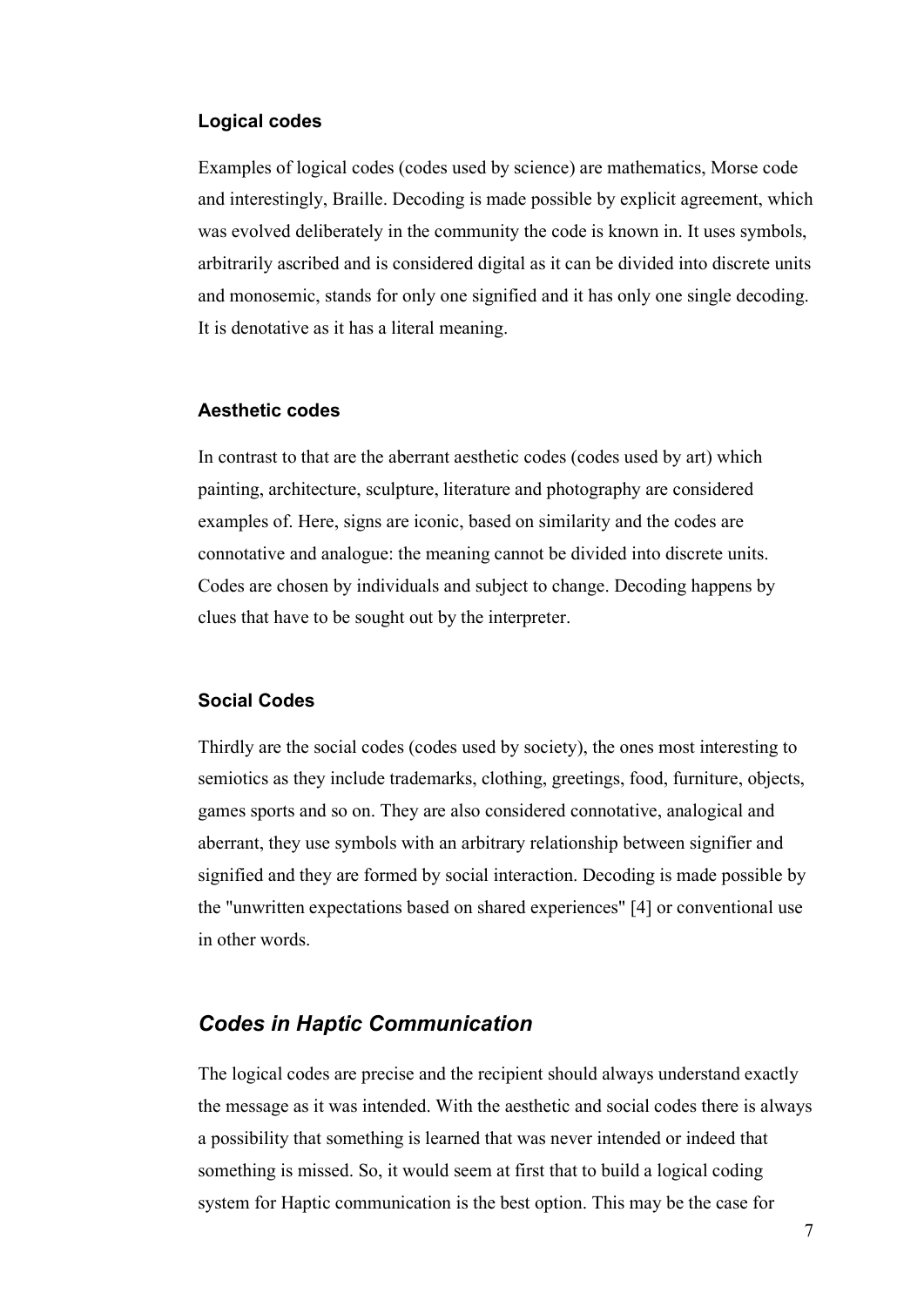### Logical codes

Examples of logical codes (codes used by science) are mathematics, Morse code and interestingly, Braille. Decoding is made possible by explicit agreement, which was evolved deliberately in the community the code is known in. It uses symbols, arbitrarily ascribed and is considered digital as it can be divided into discrete units and monosemic, stands for only one signified and it has only one single decoding. It is denotative as it has a literal meaning.

### Aesthetic codes

In contrast to that are the aberrant aesthetic codes (codes used by art) which painting, architecture, sculpture, literature and photography are considered examples of. Here, signs are iconic, based on similarity and the codes are connotative and analogue: the meaning cannot be divided into discrete units. Codes are chosen by individuals and subject to change. Decoding happens by clues that have to be sought out by the interpreter.

### Social Codes

Thirdly are the social codes (codes used by society), the ones most interesting to semiotics as they include trademarks, clothing, greetings, food, furniture, objects, games sports and so on. They are also considered connotative, analogical and aberrant, they use symbols with an arbitrary relationship between signifier and signified and they are formed by social interaction. Decoding is made possible by the "unwritten expectations based on shared experiences" [4] or conventional use in other words.

## *Codes in Haptic Communication*

The logical codes are precise and the recipient should always understand exactly the message as it was intended. With the aesthetic and social codes there is always a possibility that something is learned that was never intended or indeed that something is missed. So, it would seem at first that to build a logical coding system for Haptic communication is the best option. This may be the case for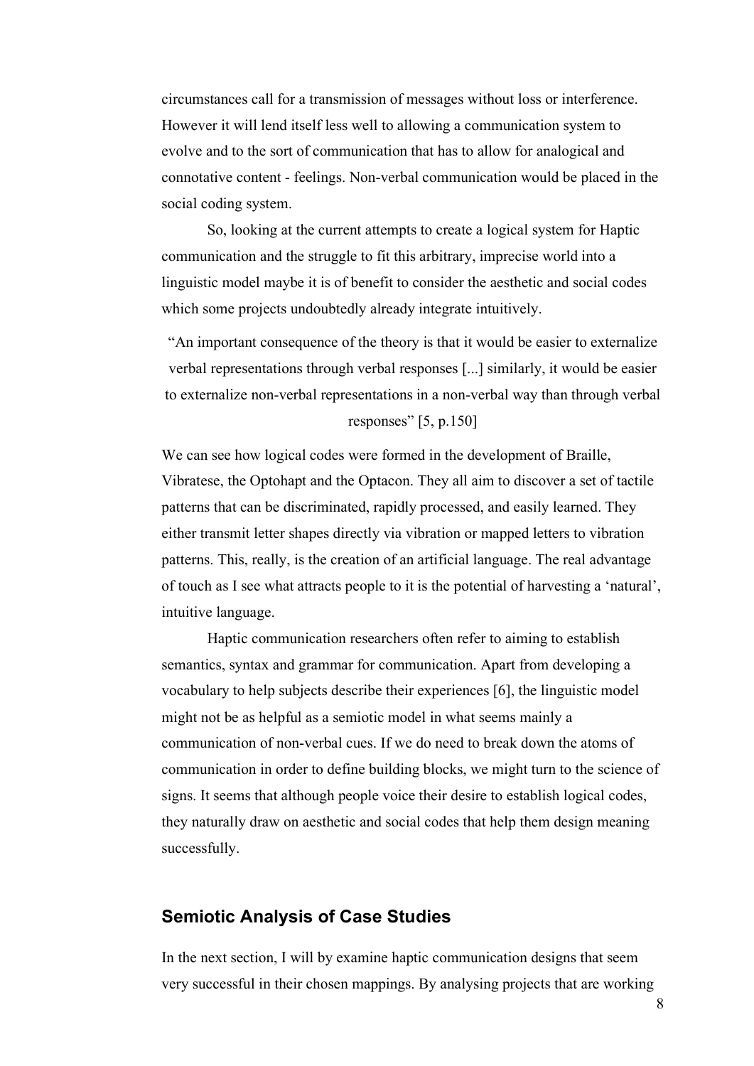circumstances call for a transmission of messages without loss or interference. However it will lend itself less well to allowing a communication system to evolve and to the sort of communication that has to allow for analogical and connotative content - feelings. Non-verbal communication would be placed in the social coding system.

So, looking at the current attempts to create a logical system for Haptic communication and the struggle to fit this arbitrary, imprecise world into a linguistic model maybe it is of benefit to consider the aesthetic and social codes which some projects undoubtedly already integrate intuitively.

> "An important consequence of the theory is that it would be easier to externalize verbal representations through verbal responses [...] similarly, it would be easier to externalize non-verbal representations in a non-verbal way than through verbal responses" [5, p.150]

We can see how logical codes were formed in the development of Braille, Vibratese, the Optohapt and the Optacon. They all aim to discover a set of tactile patterns that can be discriminated, rapidly processed, and easily learned. They either transmit letter shapes directly via vibration or mapped letters to vibration patterns. This, really, is the creation of an artificial language. The real advantage of touch as I see what attracts people to it is the potential of harvesting a 'natural', intuitive language.

Haptic communication researchers often refer to aiming to establish semantics, syntax and grammar for communication. Apart from developing a vocabulary to help subjects describe their experiences [6], the linguistic model might not be as helpful as a semiotic model in what seems mainly a communication of non-verbal cues. If we do need to break down the atoms of communication in order to define building blocks, we might turn to the science of signs. It seems that although people voice their desire to establish logical codes, they naturally draw on aesthetic and social codes that help them design meaning successfully.

## Semiotic Analysis of Case Studies

In the next section, I will by examine haptic communication designs that seem very successful in their chosen mappings. By analysing projects that are working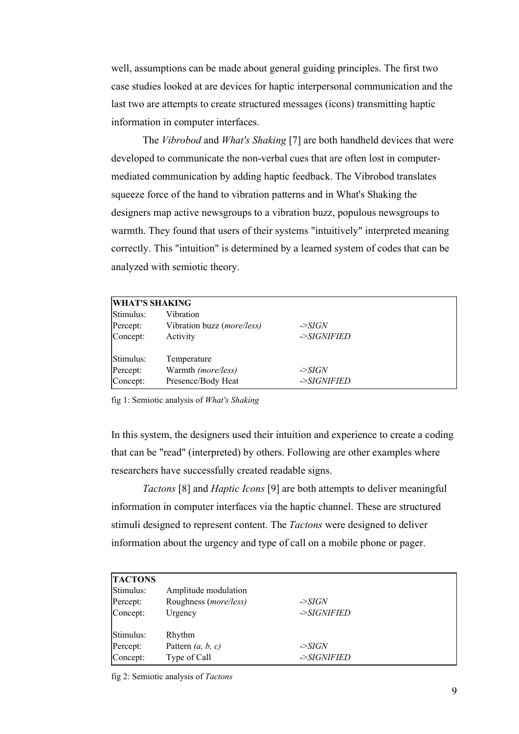well, assumptions can be made about general guiding principles. The first two case studies looked at are devices for haptic interpersonal communication and the last two are attempts to create structured messages (icons) transmitting haptic information in computer interfaces.

The *Vibrobod* and *What's Shaking* [7] are both handheld devices that were developed to communicate the non-verbal cues that are often lost in computer-mediated communication by adding haptic feedback. The Vibrobod translates squeeze force of the hand to vibration patterns and in What's Shaking the designers map active newsgroups to a vibration buzz, populous newsgroups to warmth. They found that users of their systems "intuitively" interpreted meaning correctly. This "intuition" is determined by a learned system of codes that can be analyzed with semiotic theory.

| **WHAT'S SHAKING** | | |
|---|---|---|
| Stimulus: | Vibration | |
| Percept: | Vibration buzz (*more/less*) | *->SIGN* |
| Concept: | Activity | *->SIGNIFIED* |
| | | |
| Stimulus: | Temperature | |
| Percept: | Warmth *(more/less)* | *->SIGN* |
| Concept: | Presence/Body Heat | *->SIGNIFIED* |

fig 1: Semiotic analysis of *What's Shaking*

In this system, the designers used their intuition and experience to create a coding that can be "read" (interpreted) by others. Following are other examples where researchers have successfully created readable signs.

*Tactons* [8] and *Haptic Icons* [9] are both attempts to deliver meaningful information in computer interfaces via the haptic channel. These are structured stimuli designed to represent content. The *Tactons* were designed to deliver information about the urgency and type of call on a mobile phone or pager.

| **TACTONS** | | |
|---|---|---|
| Stimulus: | Amplitude modulation | |
| Percept: | Roughness (*more/less*) | *->SIGN* |
| Concept: | Urgency | *->SIGNIFIED* |
| | | |
| Stimulus: | Rhythm | |
| Percept: | Pattern *(a, b, c)* | *->SIGN* |
| Concept: | Type of Call | *->SIGNIFIED* |

fig 2: Semiotic analysis of *Tactons*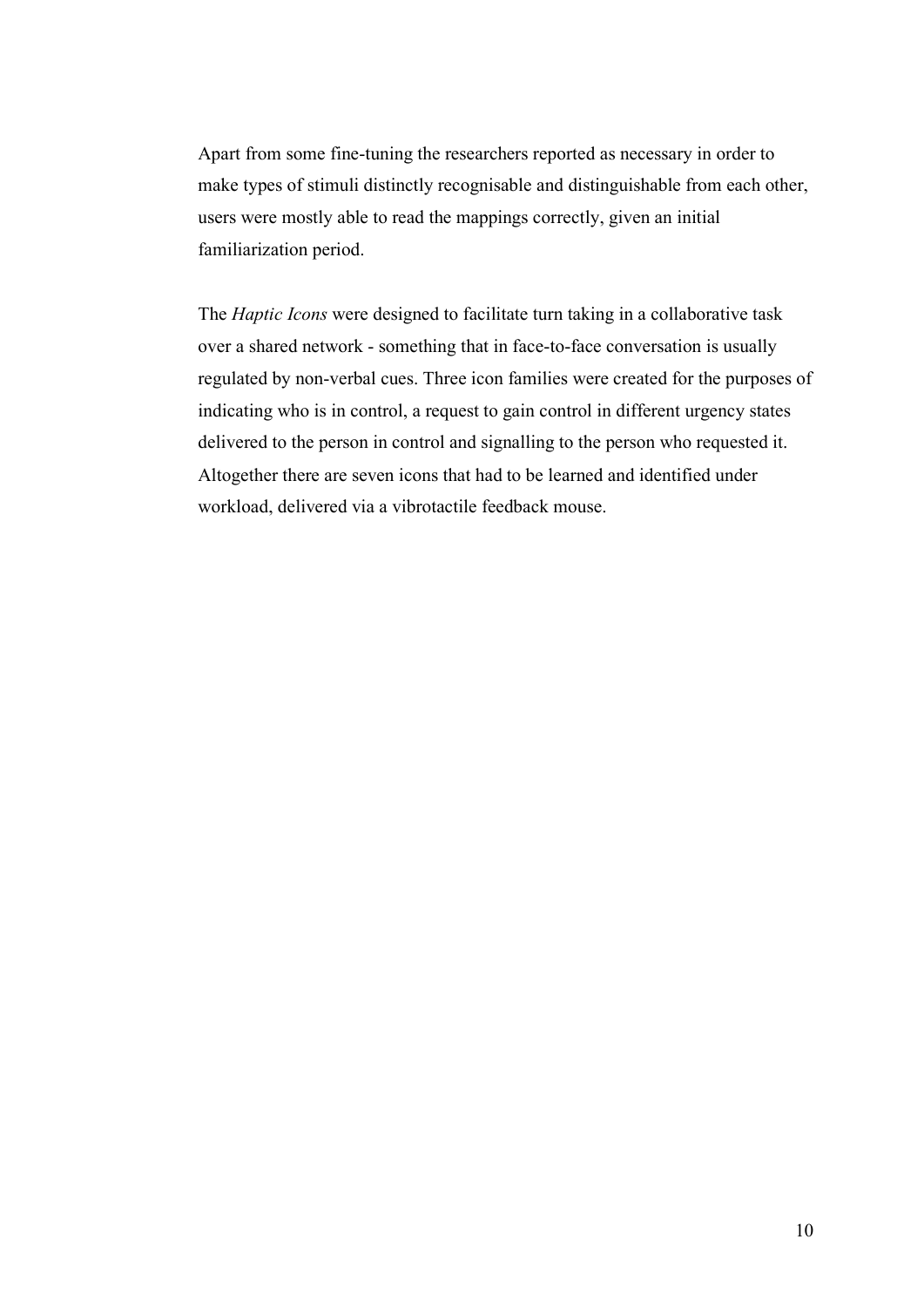Apart from some fine-tuning the researchers reported as necessary in order to make types of stimuli distinctly recognisable and distinguishable from each other, users were mostly able to read the mappings correctly, given an initial familiarization period.

The *Haptic Icons* were designed to facilitate turn taking in a collaborative task over a shared network - something that in face-to-face conversation is usually regulated by non-verbal cues. Three icon families were created for the purposes of indicating who is in control, a request to gain control in different urgency states delivered to the person in control and signalling to the person who requested it. Altogether there are seven icons that had to be learned and identified under workload, delivered via a vibrotactile feedback mouse.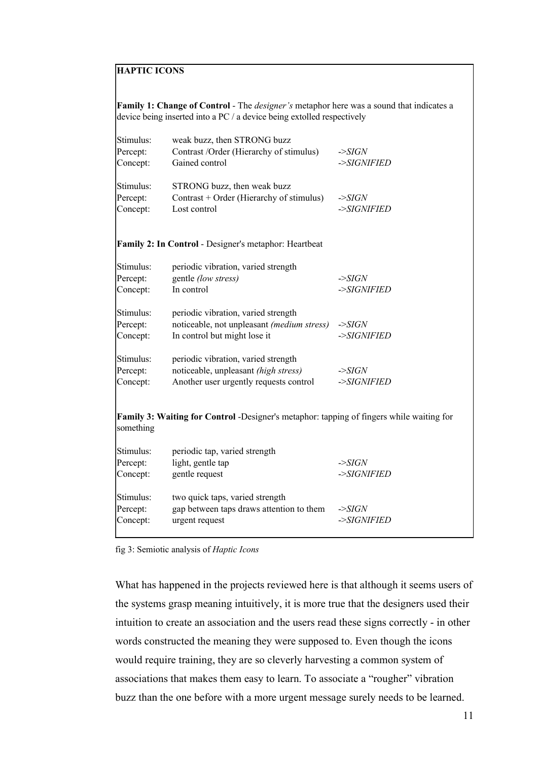**HAPTIC ICONS**

**Family 1: Change of Control** - The *designer's* metaphor here was a sound that indicates a device being inserted into a PC / a device being extolled respectively

| | | |
|---|---|---|
| Stimulus: | weak buzz, then STRONG buzz | |
| Percept: | Contrast /Order (Hierarchy of stimulus) | *->SIGN* |
| Concept: | Gained control | *->SIGNIFIED* |

| | | |
|---|---|---|
| Stimulus: | STRONG buzz, then weak buzz | |
| Percept: | Contrast + Order (Hierarchy of stimulus) | *->SIGN* |
| Concept: | Lost control | *->SIGNIFIED* |

**Family 2: In Control** - Designer's metaphor: Heartbeat

| | | |
|---|---|---|
| Stimulus: | periodic vibration, varied strength | |
| Percept: | gentle *(low stress)* | *->SIGN* |
| Concept: | In control | *->SIGNIFIED* |

| | | |
|---|---|---|
| Stimulus: | periodic vibration, varied strength | |
| Percept: | noticeable, not unpleasant *(medium stress)* | *->SIGN* |
| Concept: | In control but might lose it | *->SIGNIFIED* |

| | | |
|---|---|---|
| Stimulus: | periodic vibration, varied strength | |
| Percept: | noticeable, unpleasant *(high stress)* | *->SIGN* |
| Concept: | Another user urgently requests control | *->SIGNIFIED* |

**Family 3: Waiting for Control** -Designer's metaphor: tapping of fingers while waiting for something

| | | |
|---|---|---|
| Stimulus: | periodic tap, varied strength | |
| Percept: | light, gentle tap | *->SIGN* |
| Concept: | gentle request | *->SIGNIFIED* |

| | | |
|---|---|---|
| Stimulus: | two quick taps, varied strength | |
| Percept: | gap between taps draws attention to them | *->SIGN* |
| Concept: | urgent request | *->SIGNIFIED* |

fig 3: Semiotic analysis of *Haptic Icons*

What has happened in the projects reviewed here is that although it seems users of the systems grasp meaning intuitively, it is more true that the designers used their intuition to create an association and the users read these signs correctly - in other words constructed the meaning they were supposed to. Even though the icons would require training, they are so cleverly harvesting a common system of associations that makes them easy to learn. To associate a "rougher" vibration buzz than the one before with a more urgent message surely needs to be learned.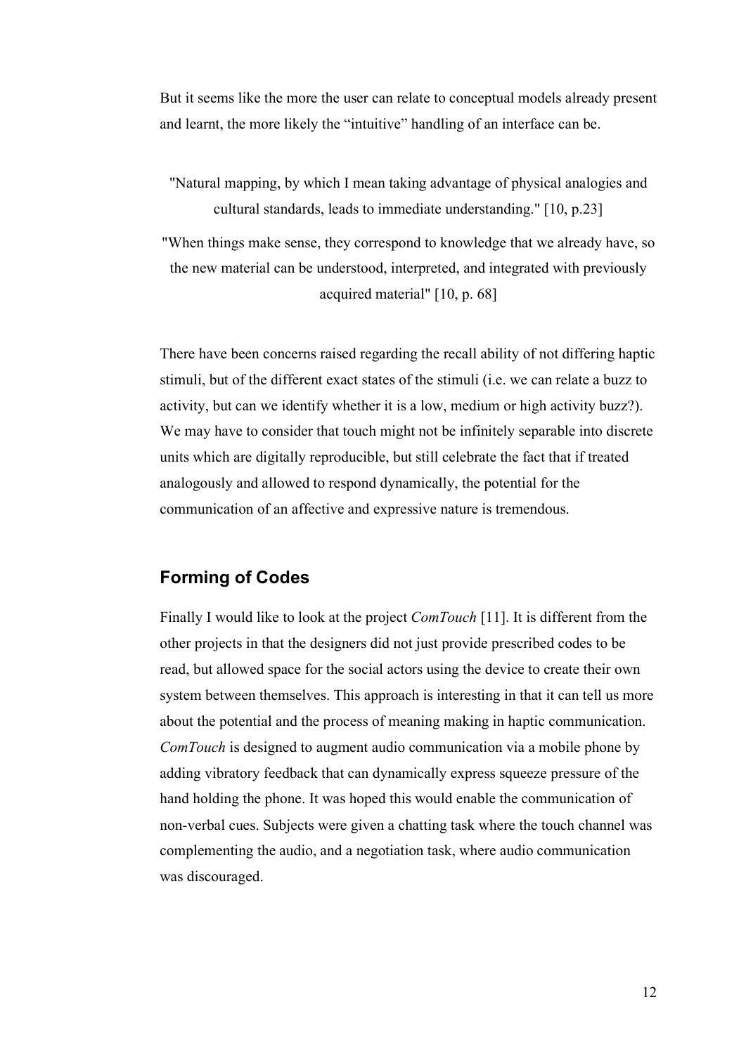But it seems like the more the user can relate to conceptual models already present and learnt, the more likely the "intuitive" handling of an interface can be.

> "Natural mapping, by which I mean taking advantage of physical analogies and cultural standards, leads to immediate understanding." [10, p.23]

> "When things make sense, they correspond to knowledge that we already have, so the new material can be understood, interpreted, and integrated with previously acquired material" [10, p. 68]

There have been concerns raised regarding the recall ability of not differing haptic stimuli, but of the different exact states of the stimuli (i.e. we can relate a buzz to activity, but can we identify whether it is a low, medium or high activity buzz?). We may have to consider that touch might not be infinitely separable into discrete units which are digitally reproducible, but still celebrate the fact that if treated analogously and allowed to respond dynamically, the potential for the communication of an affective and expressive nature is tremendous.

## Forming of Codes

Finally I would like to look at the project *ComTouch* [11]. It is different from the other projects in that the designers did not just provide prescribed codes to be read, but allowed space for the social actors using the device to create their own system between themselves. This approach is interesting in that it can tell us more about the potential and the process of meaning making in haptic communication. *ComTouch* is designed to augment audio communication via a mobile phone by adding vibratory feedback that can dynamically express squeeze pressure of the hand holding the phone. It was hoped this would enable the communication of non-verbal cues. Subjects were given a chatting task where the touch channel was complementing the audio, and a negotiation task, where audio communication was discouraged.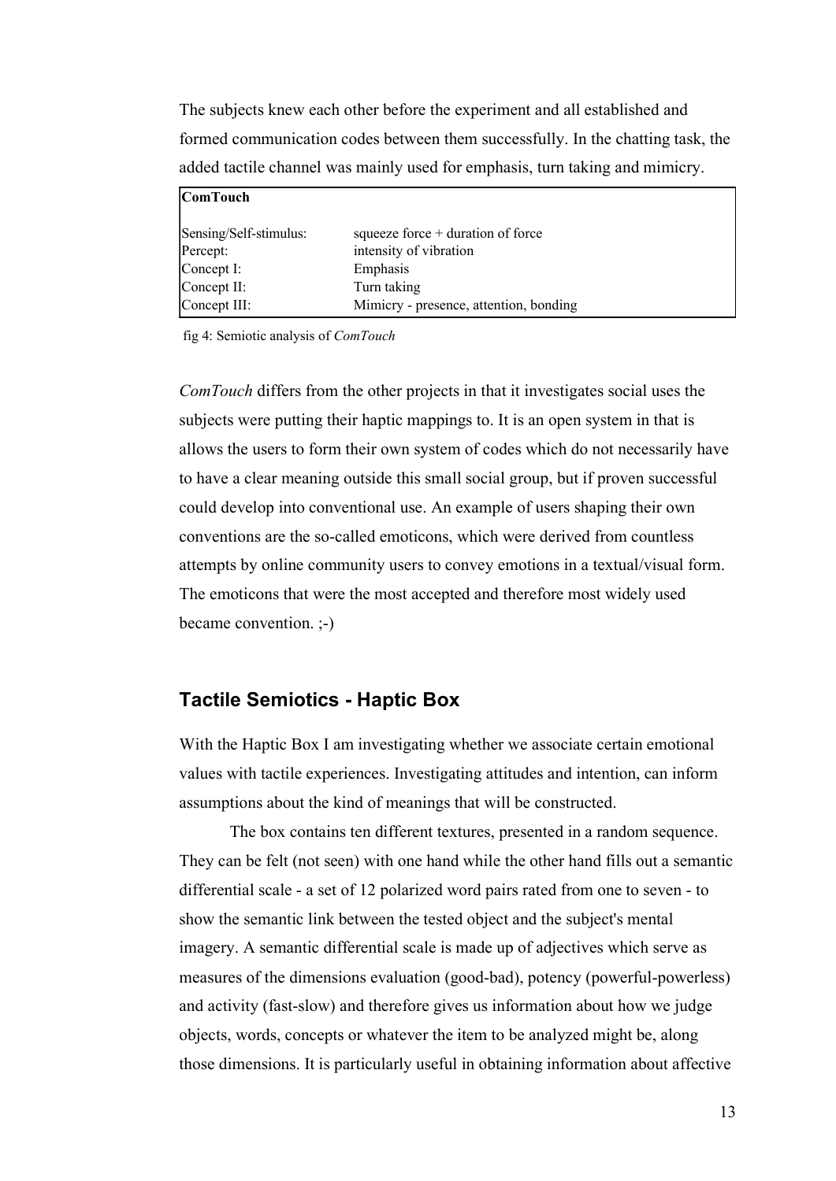The subjects knew each other before the experiment and all established and formed communication codes between them successfully. In the chatting task, the added tactile channel was mainly used for emphasis, turn taking and mimicry.

| **ComTouch** | |
|---|---|
| Sensing/Self-stimulus: | squeeze force + duration of force |
| Percept: | intensity of vibration |
| Concept I: | Emphasis |
| Concept II: | Turn taking |
| Concept III: | Mimicry - presence, attention, bonding |

fig 4: Semiotic analysis of *ComTouch*

*ComTouch* differs from the other projects in that it investigates social uses the subjects were putting their haptic mappings to. It is an open system in that is allows the users to form their own system of codes which do not necessarily have to have a clear meaning outside this small social group, but if proven successful could develop into conventional use. An example of users shaping their own conventions are the so-called emoticons, which were derived from countless attempts by online community users to convey emotions in a textual/visual form. The emoticons that were the most accepted and therefore most widely used became convention. ;-)

## Tactile Semiotics - Haptic Box

With the Haptic Box I am investigating whether we associate certain emotional values with tactile experiences. Investigating attitudes and intention, can inform assumptions about the kind of meanings that will be constructed.

The box contains ten different textures, presented in a random sequence. They can be felt (not seen) with one hand while the other hand fills out a semantic differential scale - a set of 12 polarized word pairs rated from one to seven - to show the semantic link between the tested object and the subject's mental imagery. A semantic differential scale is made up of adjectives which serve as measures of the dimensions evaluation (good-bad), potency (powerful-powerless) and activity (fast-slow) and therefore gives us information about how we judge objects, words, concepts or whatever the item to be analyzed might be, along those dimensions. It is particularly useful in obtaining information about affective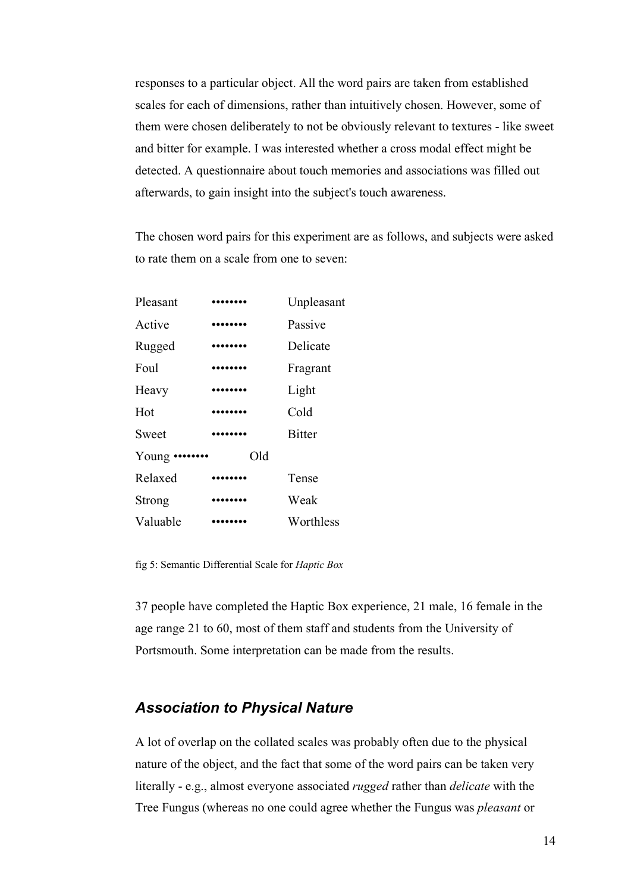responses to a particular object. All the word pairs are taken from established scales for each of dimensions, rather than intuitively chosen. However, some of them were chosen deliberately to not be obviously relevant to textures - like sweet and bitter for example. I was interested whether a cross modal effect might be detected. A questionnaire about touch memories and associations was filled out afterwards, to gain insight into the subject's touch awareness.

The chosen word pairs for this experiment are as follows, and subjects were asked to rate them on a scale from one to seven:

| | | |
|---|---|---|
| Pleasant | ••••••• | Unpleasant |
| Active | ••••••• | Passive |
| Rugged | ••••••• | Delicate |
| Foul | ••••••• | Fragrant |
| Heavy | ••••••• | Light |
| Hot | ••••••• | Cold |
| Sweet | ••••••• | Bitter |
| Young | ••••••• | Old |
| Relaxed | ••••••• | Tense |
| Strong | ••••••• | Weak |
| Valuable | ••••••• | Worthless |

fig 5: Semantic Differential Scale for *Haptic Box*

37 people have completed the Haptic Box experience, 21 male, 16 female in the age range 21 to 60, most of them staff and students from the University of Portsmouth. Some interpretation can be made from the results.

## *Association to Physical Nature*

A lot of overlap on the collated scales was probably often due to the physical nature of the object, and the fact that some of the word pairs can be taken very literally - e.g., almost everyone associated *rugged* rather than *delicate* with the Tree Fungus (whereas no one could agree whether the Fungus was *pleasant* or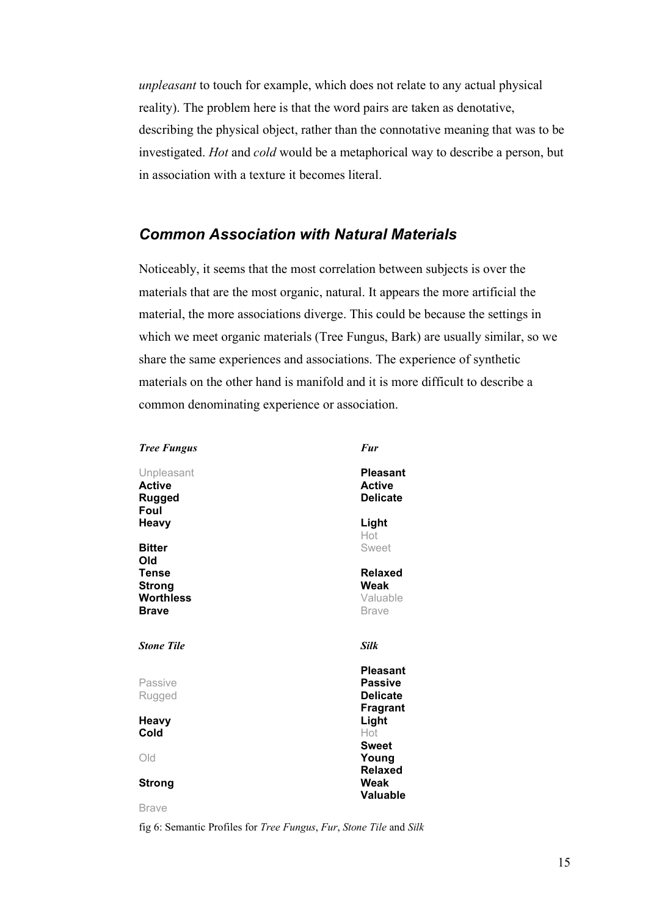*unpleasant* to touch for example, which does not relate to any actual physical reality). The problem here is that the word pairs are taken as denotative, describing the physical object, rather than the connotative meaning that was to be investigated. *Hot* and *cold* would be a metaphorical way to describe a person, but in association with a texture it becomes literal.

## *Common Association with Natural Materials*

Noticeably, it seems that the most correlation between subjects is over the materials that are the most organic, natural. It appears the more artificial the material, the more associations diverge. This could be because the settings in which we meet organic materials (Tree Fungus, Bark) are usually similar, so we share the same experiences and associations. The experience of synthetic materials on the other hand is manifold and it is more difficult to describe a common denominating experience or association.

| ***Tree Fungus*** | ***Fur*** |
| --- | --- |
| Unpleasant | **Pleasant** |
| **Active** | **Active** |
| **Rugged** | **Delicate** |
| **Foul** | |
| **Heavy** | **Light** |
| | Hot |
| **Bitter** | Sweet |
| **Old** | |
| **Tense** | **Relaxed** |
| **Strong** | **Weak** |
| **Worthless** | Valuable |
| **Brave** | Brave |

| ***Stone Tile*** | ***Silk*** |
| --- | --- |
| | **Pleasant** |
| Passive | **Passive** |
| Rugged | **Delicate** |
| | **Fragrant** |
| **Heavy** | **Light** |
| **Cold** | Hot |
| | **Sweet** |
| Old | **Young** |
| | **Relaxed** |
| **Strong** | **Weak** |
| | **Valuable** |
| Brave | |

fig 6: Semantic Profiles for *Tree Fungus*, *Fur*, *Stone Tile* and *Silk*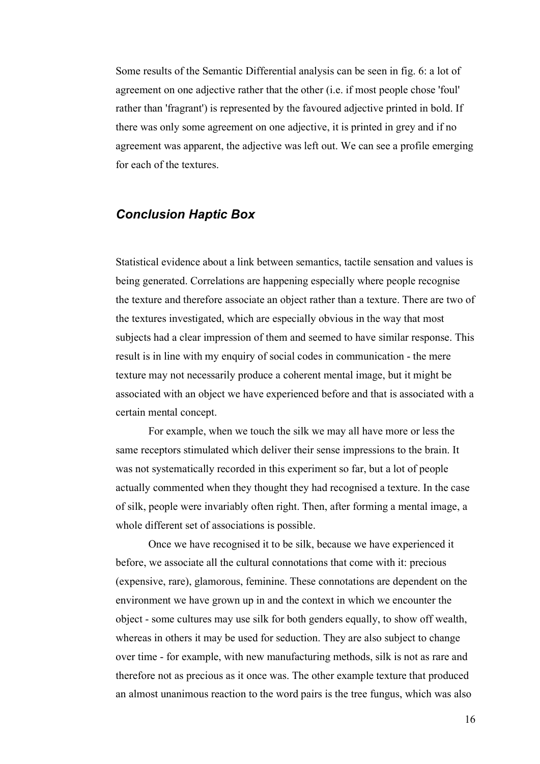Some results of the Semantic Differential analysis can be seen in fig. 6: a lot of agreement on one adjective rather that the other (i.e. if most people chose 'foul' rather than 'fragrant') is represented by the favoured adjective printed in bold. If there was only some agreement on one adjective, it is printed in grey and if no agreement was apparent, the adjective was left out. We can see a profile emerging for each of the textures.

## *Conclusion Haptic Box*

Statistical evidence about a link between semantics, tactile sensation and values is being generated. Correlations are happening especially where people recognise the texture and therefore associate an object rather than a texture. There are two of the textures investigated, which are especially obvious in the way that most subjects had a clear impression of them and seemed to have similar response. This result is in line with my enquiry of social codes in communication - the mere texture may not necessarily produce a coherent mental image, but it might be associated with an object we have experienced before and that is associated with a certain mental concept.

For example, when we touch the silk we may all have more or less the same receptors stimulated which deliver their sense impressions to the brain. It was not systematically recorded in this experiment so far, but a lot of people actually commented when they thought they had recognised a texture. In the case of silk, people were invariably often right. Then, after forming a mental image, a whole different set of associations is possible.

Once we have recognised it to be silk, because we have experienced it before, we associate all the cultural connotations that come with it: precious (expensive, rare), glamorous, feminine. These connotations are dependent on the environment we have grown up in and the context in which we encounter the object - some cultures may use silk for both genders equally, to show off wealth, whereas in others it may be used for seduction. They are also subject to change over time - for example, with new manufacturing methods, silk is not as rare and therefore not as precious as it once was. The other example texture that produced an almost unanimous reaction to the word pairs is the tree fungus, which was also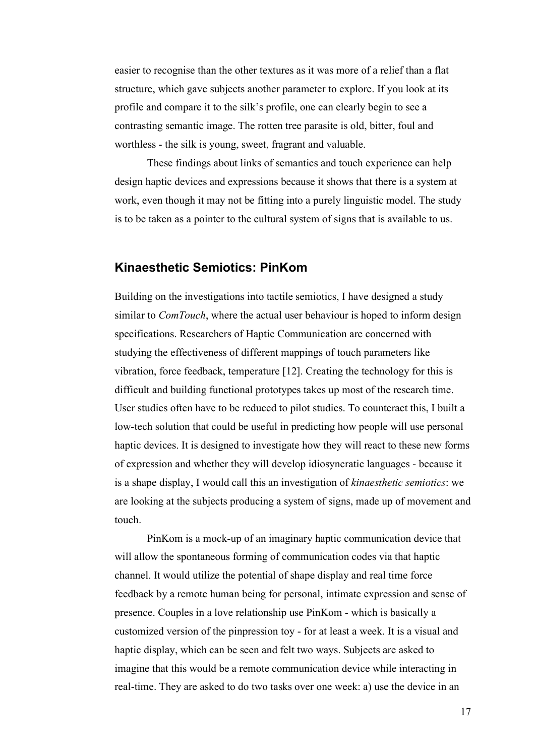easier to recognise than the other textures as it was more of a relief than a flat structure, which gave subjects another parameter to explore. If you look at its profile and compare it to the silk's profile, one can clearly begin to see a contrasting semantic image. The rotten tree parasite is old, bitter, foul and worthless - the silk is young, sweet, fragrant and valuable.

These findings about links of semantics and touch experience can help design haptic devices and expressions because it shows that there is a system at work, even though it may not be fitting into a purely linguistic model. The study is to be taken as a pointer to the cultural system of signs that is available to us.

## Kinaesthetic Semiotics: PinKom

Building on the investigations into tactile semiotics, I have designed a study similar to *ComTouch*, where the actual user behaviour is hoped to inform design specifications. Researchers of Haptic Communication are concerned with studying the effectiveness of different mappings of touch parameters like vibration, force feedback, temperature [12]. Creating the technology for this is difficult and building functional prototypes takes up most of the research time. User studies often have to be reduced to pilot studies. To counteract this, I built a low-tech solution that could be useful in predicting how people will use personal haptic devices. It is designed to investigate how they will react to these new forms of expression and whether they will develop idiosyncratic languages - because it is a shape display, I would call this an investigation of *kinaesthetic semiotics*: we are looking at the subjects producing a system of signs, made up of movement and touch.

PinKom is a mock-up of an imaginary haptic communication device that will allow the spontaneous forming of communication codes via that haptic channel. It would utilize the potential of shape display and real time force feedback by a remote human being for personal, intimate expression and sense of presence. Couples in a love relationship use PinKom - which is basically a customized version of the pinpression toy - for at least a week. It is a visual and haptic display, which can be seen and felt two ways. Subjects are asked to imagine that this would be a remote communication device while interacting in real-time. They are asked to do two tasks over one week: a) use the device in an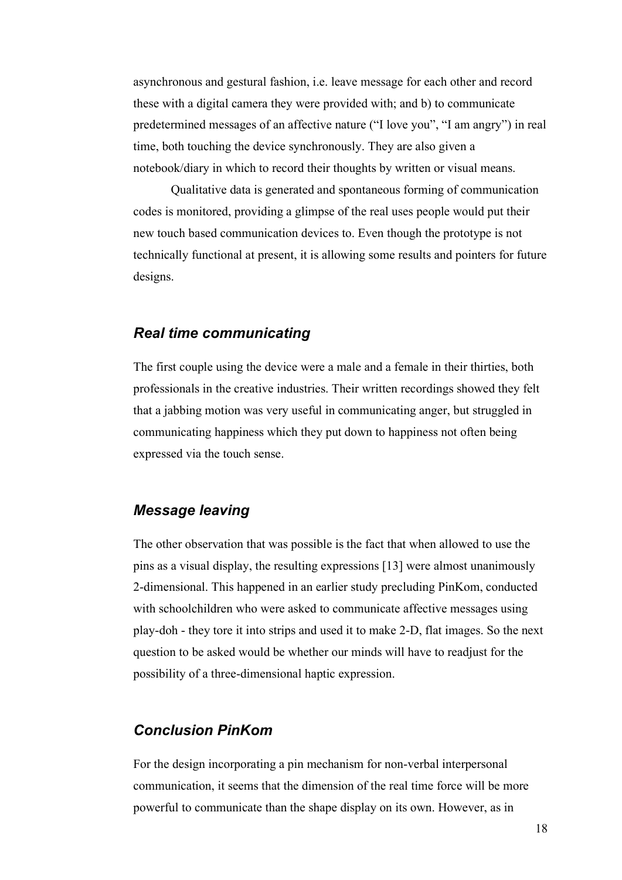asynchronous and gestural fashion, i.e. leave message for each other and record these with a digital camera they were provided with; and b) to communicate predetermined messages of an affective nature (“I love you”, “I am angry”) in real time, both touching the device synchronously. They are also given a notebook/diary in which to record their thoughts by written or visual means.

Qualitative data is generated and spontaneous forming of communication codes is monitored, providing a glimpse of the real uses people would put their new touch based communication devices to. Even though the prototype is not technically functional at present, it is allowing some results and pointers for future designs.

## *Real time communicating*

The first couple using the device were a male and a female in their thirties, both professionals in the creative industries. Their written recordings showed they felt that a jabbing motion was very useful in communicating anger, but struggled in communicating happiness which they put down to happiness not often being expressed via the touch sense.

## *Message leaving*

The other observation that was possible is the fact that when allowed to use the pins as a visual display, the resulting expressions [13] were almost unanimously 2-dimensional. This happened in an earlier study precluding PinKom, conducted with schoolchildren who were asked to communicate affective messages using play-doh - they tore it into strips and used it to make 2-D, flat images. So the next question to be asked would be whether our minds will have to readjust for the possibility of a three-dimensional haptic expression.

## *Conclusion PinKom*

For the design incorporating a pin mechanism for non-verbal interpersonal communication, it seems that the dimension of the real time force will be more powerful to communicate than the shape display on its own. However, as in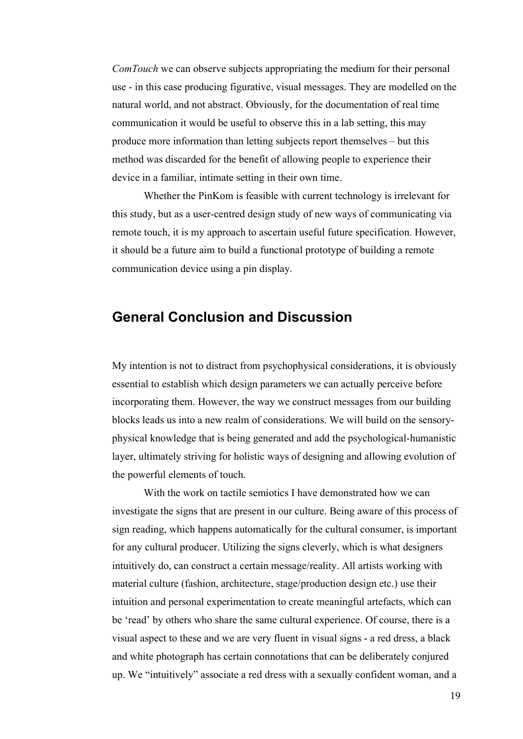*ComTouch* we can observe subjects appropriating the medium for their personal use - in this case producing figurative, visual messages. They are modelled on the natural world, and not abstract. Obviously, for the documentation of real time communication it would be useful to observe this in a lab setting, this may produce more information than letting subjects report themselves – but this method was discarded for the benefit of allowing people to experience their device in a familiar, intimate setting in their own time.

Whether the PinKom is feasible with current technology is irrelevant for this study, but as a user-centred design study of new ways of communicating via remote touch, it is my approach to ascertain useful future specification. However, it should be a future aim to build a functional prototype of building a remote communication device using a pin display.

## General Conclusion and Discussion

My intention is not to distract from psychophysical considerations, it is obviously essential to establish which design parameters we can actually perceive before incorporating them. However, the way we construct messages from our building blocks leads us into a new realm of considerations. We will build on the sensory-physical knowledge that is being generated and add the psychological-humanistic layer, ultimately striving for holistic ways of designing and allowing evolution of the powerful elements of touch.

With the work on tactile semiotics I have demonstrated how we can investigate the signs that are present in our culture. Being aware of this process of sign reading, which happens automatically for the cultural consumer, is important for any cultural producer. Utilizing the signs cleverly, which is what designers intuitively do, can construct a certain message/reality. All artists working with material culture (fashion, architecture, stage/production design etc.) use their intuition and personal experimentation to create meaningful artefacts, which can be 'read' by others who share the same cultural experience. Of course, there is a visual aspect to these and we are very fluent in visual signs - a red dress, a black and white photograph has certain connotations that can be deliberately conjured up. We "intuitively" associate a red dress with a sexually confident woman, and a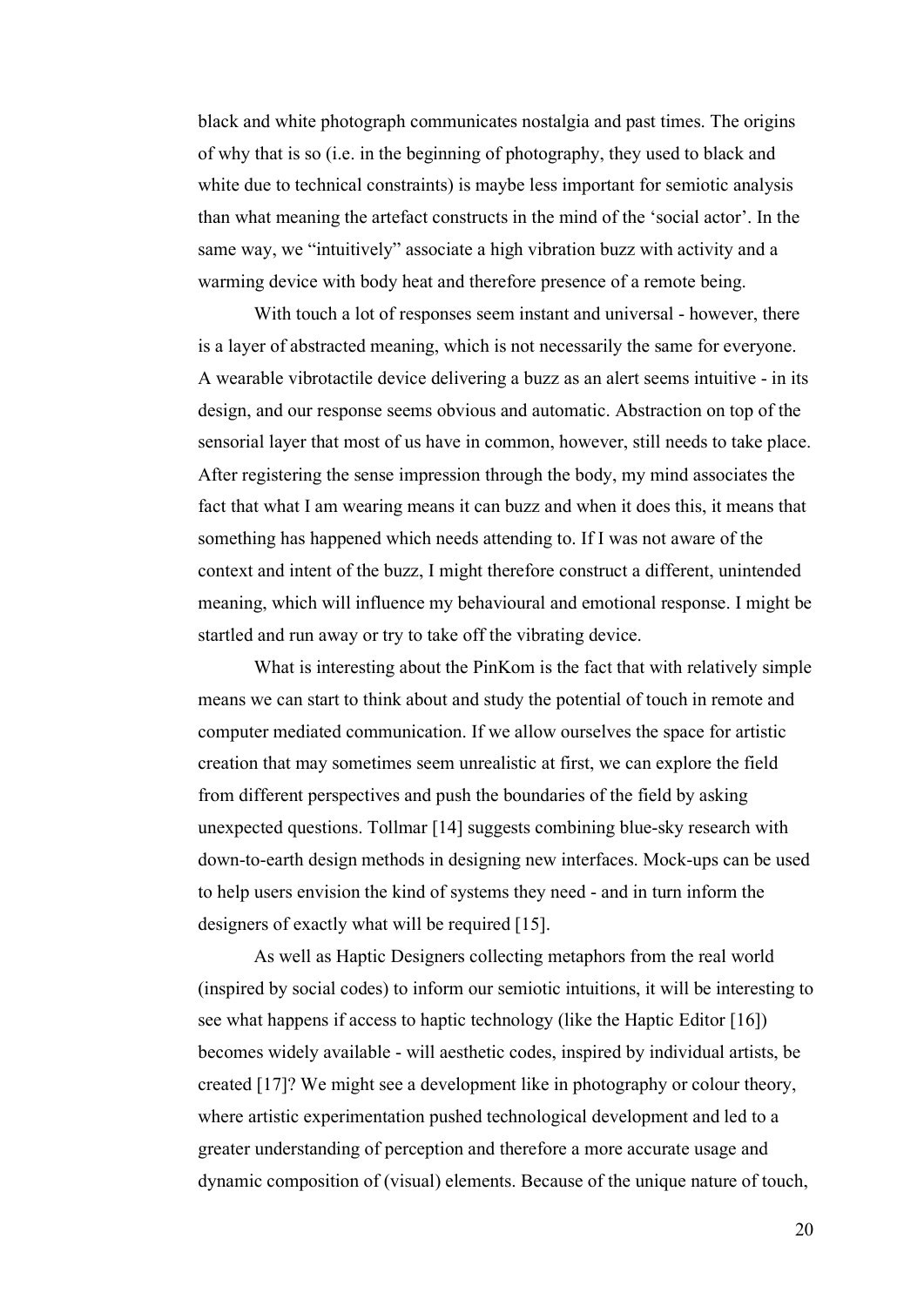black and white photograph communicates nostalgia and past times. The origins of why that is so (i.e. in the beginning of photography, they used to black and white due to technical constraints) is maybe less important for semiotic analysis than what meaning the artefact constructs in the mind of the 'social actor'. In the same way, we "intuitively" associate a high vibration buzz with activity and a warming device with body heat and therefore presence of a remote being.

With touch a lot of responses seem instant and universal - however, there is a layer of abstracted meaning, which is not necessarily the same for everyone. A wearable vibrotactile device delivering a buzz as an alert seems intuitive - in its design, and our response seems obvious and automatic. Abstraction on top of the sensorial layer that most of us have in common, however, still needs to take place. After registering the sense impression through the body, my mind associates the fact that what I am wearing means it can buzz and when it does this, it means that something has happened which needs attending to. If I was not aware of the context and intent of the buzz, I might therefore construct a different, unintended meaning, which will influence my behavioural and emotional response. I might be startled and run away or try to take off the vibrating device.

What is interesting about the PinKom is the fact that with relatively simple means we can start to think about and study the potential of touch in remote and computer mediated communication. If we allow ourselves the space for artistic creation that may sometimes seem unrealistic at first, we can explore the field from different perspectives and push the boundaries of the field by asking unexpected questions. Tollmar [14] suggests combining blue-sky research with down-to-earth design methods in designing new interfaces. Mock-ups can be used to help users envision the kind of systems they need - and in turn inform the designers of exactly what will be required [15].

As well as Haptic Designers collecting metaphors from the real world (inspired by social codes) to inform our semiotic intuitions, it will be interesting to see what happens if access to haptic technology (like the Haptic Editor [16]) becomes widely available - will aesthetic codes, inspired by individual artists, be created [17]? We might see a development like in photography or colour theory, where artistic experimentation pushed technological development and led to a greater understanding of perception and therefore a more accurate usage and dynamic composition of (visual) elements. Because of the unique nature of touch,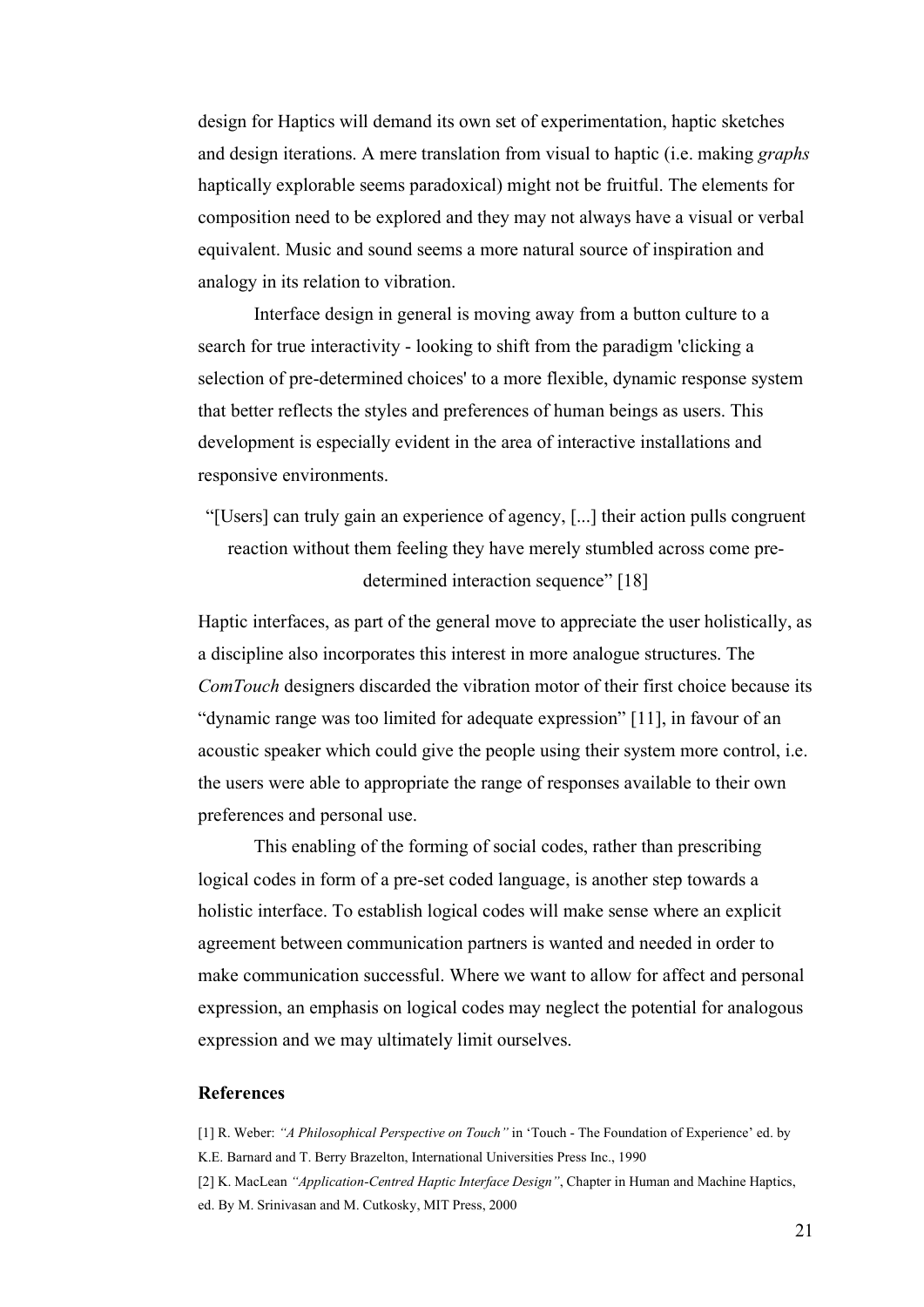design for Haptics will demand its own set of experimentation, haptic sketches and design iterations. A mere translation from visual to haptic (i.e. making *graphs* haptically explorable seems paradoxical) might not be fruitful. The elements for composition need to be explored and they may not always have a visual or verbal equivalent. Music and sound seems a more natural source of inspiration and analogy in its relation to vibration.

Interface design in general is moving away from a button culture to a search for true interactivity - looking to shift from the paradigm 'clicking a selection of pre-determined choices' to a more flexible, dynamic response system that better reflects the styles and preferences of human beings as users. This development is especially evident in the area of interactive installations and responsive environments.

> "[Users] can truly gain an experience of agency, [...] their action pulls congruent reaction without them feeling they have merely stumbled across come pre-determined interaction sequence" [18]

Haptic interfaces, as part of the general move to appreciate the user holistically, as a discipline also incorporates this interest in more analogue structures. The *ComTouch* designers discarded the vibration motor of their first choice because its "dynamic range was too limited for adequate expression" [11], in favour of an acoustic speaker which could give the people using their system more control, i.e. the users were able to appropriate the range of responses available to their own preferences and personal use.

This enabling of the forming of social codes, rather than prescribing logical codes in form of a pre-set coded language, is another step towards a holistic interface. To establish logical codes will make sense where an explicit agreement between communication partners is wanted and needed in order to make communication successful. Where we want to allow for affect and personal expression, an emphasis on logical codes may neglect the potential for analogous expression and we may ultimately limit ourselves.

### References

[1] R. Weber: *"A Philosophical Perspective on Touch"* in 'Touch - The Foundation of Experience' ed. by K.E. Barnard and T. Berry Brazelton, International Universities Press Inc., 1990

[2] K. MacLean *"Application-Centred Haptic Interface Design"*, Chapter in Human and Machine Haptics, ed. By M. Srinivasan and M. Cutkosky, MIT Press, 2000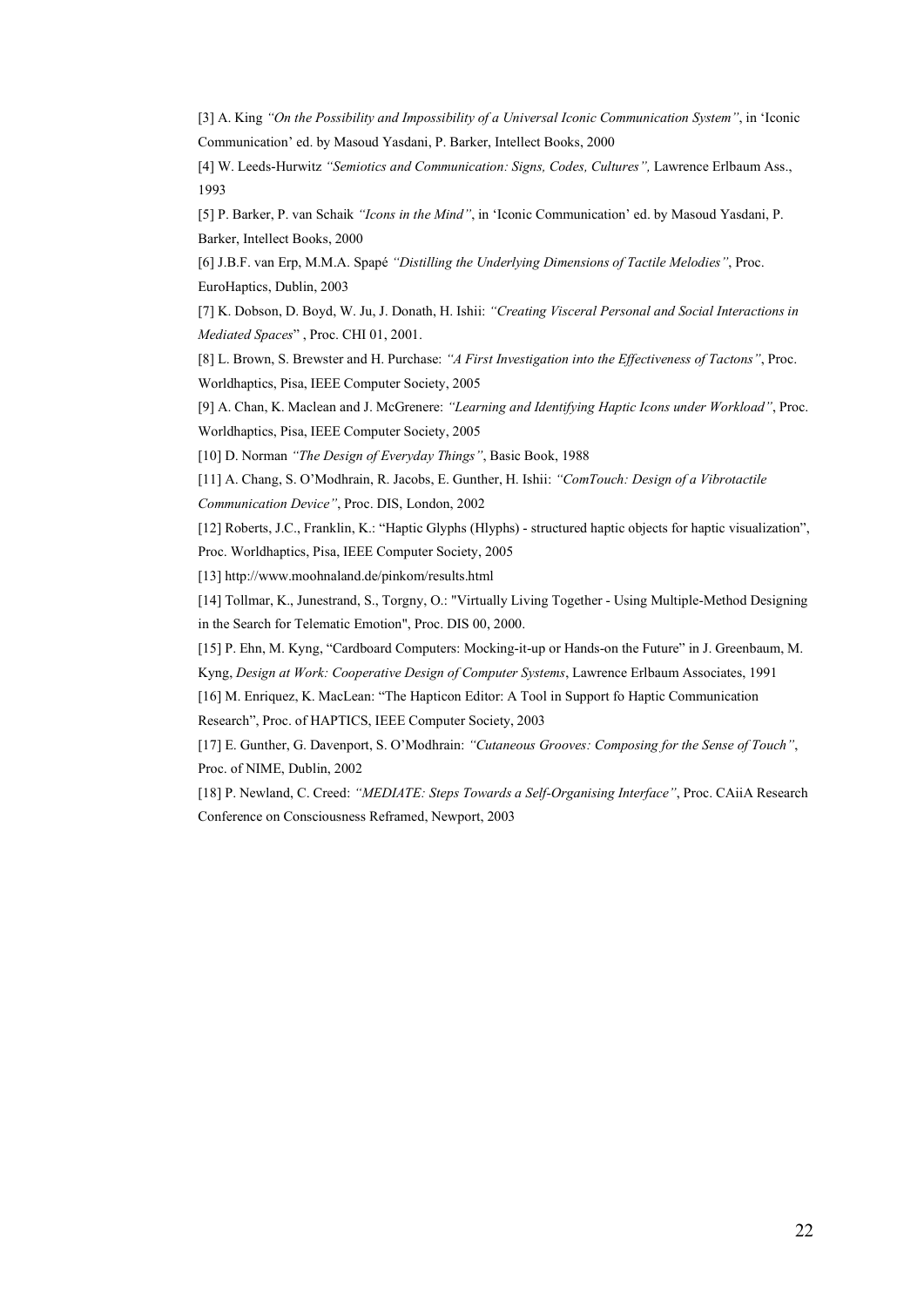[3] A. King *"On the Possibility and Impossibility of a Universal Iconic Communication System"*, in 'Iconic Communication' ed. by Masoud Yasdani, P. Barker, Intellect Books, 2000

[4] W. Leeds-Hurwitz *"Semiotics and Communication: Signs, Codes, Cultures",* Lawrence Erlbaum Ass., 1993

[5] P. Barker, P. van Schaik *"Icons in the Mind"*, in 'Iconic Communication' ed. by Masoud Yasdani, P. Barker, Intellect Books, 2000

[6] J.B.F. van Erp, M.M.A. Spapé *"Distilling the Underlying Dimensions of Tactile Melodies"*, Proc. EuroHaptics, Dublin, 2003

[7] K. Dobson, D. Boyd, W. Ju, J. Donath, H. Ishii: *"Creating Visceral Personal and Social Interactions in Mediated Spaces*" , Proc. CHI 01, 2001.

[8] L. Brown, S. Brewster and H. Purchase: *"A First Investigation into the Effectiveness of Tactons"*, Proc. Worldhaptics, Pisa, IEEE Computer Society, 2005

[9] A. Chan, K. Maclean and J. McGrenere: *"Learning and Identifying Haptic Icons under Workload"*, Proc. Worldhaptics, Pisa, IEEE Computer Society, 2005

[10] D. Norman *"The Design of Everyday Things"*, Basic Book, 1988

[11] A. Chang, S. O'Modhrain, R. Jacobs, E. Gunther, H. Ishii: *"ComTouch: Design of a Vibrotactile Communication Device"*, Proc. DIS, London, 2002

[12] Roberts, J.C., Franklin, K.: "Haptic Glyphs (Hlyphs) - structured haptic objects for haptic visualization", Proc. Worldhaptics, Pisa, IEEE Computer Society, 2005

[13] http://www.moohnaland.de/pinkom/results.html

[14] Tollmar, K., Junestrand, S., Torgny, O.: "Virtually Living Together - Using Multiple-Method Designing in the Search for Telematic Emotion", Proc. DIS 00, 2000.

[15] P. Ehn, M. Kyng, "Cardboard Computers: Mocking-it-up or Hands-on the Future" in J. Greenbaum, M. Kyng, *Design at Work: Cooperative Design of Computer Systems*, Lawrence Erlbaum Associates, 1991

[16] M. Enriquez, K. MacLean: "The Hapticon Editor: A Tool in Support fo Haptic Communication Research", Proc. of HAPTICS, IEEE Computer Society, 2003

[17] E. Gunther, G. Davenport, S. O'Modhrain: *"Cutaneous Grooves: Composing for the Sense of Touch"*, Proc. of NIME, Dublin, 2002

[18] P. Newland, C. Creed: *"MEDIATE: Steps Towards a Self-Organising Interface"*, Proc. CAiiA Research Conference on Consciousness Reframed, Newport, 2003